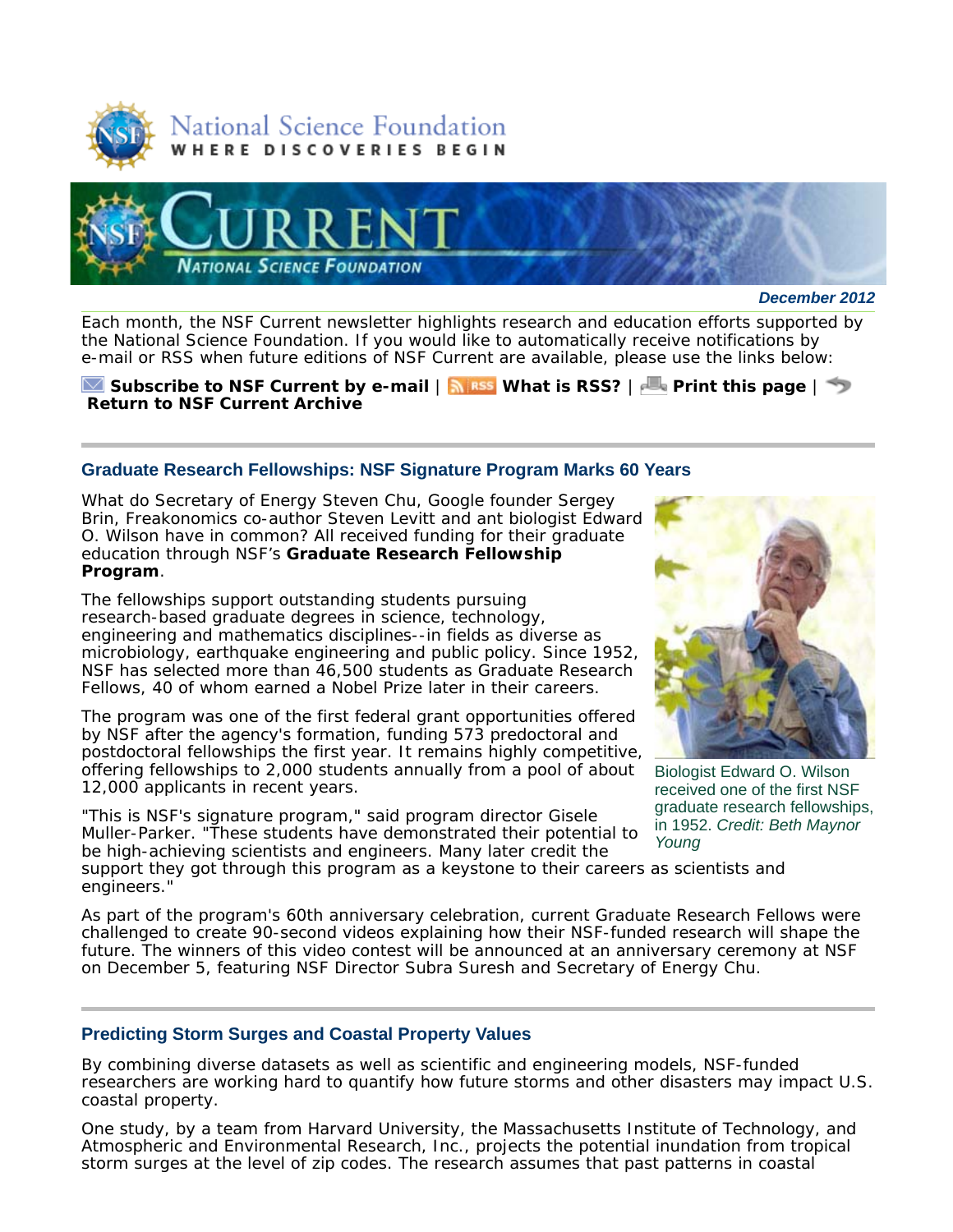December 2012

Each month, the NSF Current newsletter highlights research and education efforts supported by the National Science Foundation. If you would like to automatically receive notifications by e-mail or RSS when future editions of NSF Current are available, please use the links below:

**Subscribe to NSF Current by e-mail** | **What is RSS?** | **Print this page** | **Return to NSF Current Archive**

---

## Graduate Research Fellowships: NSF Signature Program Marks 60 Years

What do Secretary of Energy Steven Chu, Google founder Sergey Brin, Freakonomics co-author Steven Levitt and ant biologist Edward O. Wilson have in common? All received funding for their graduate education through NSF's **Graduate Research Fellowship Program**.

The fellowships support outstanding students pursuing research-based graduate degrees in science, technology, engineering and mathematics disciplines--in fields as diverse as microbiology, earthquake engineering and public policy. Since 1952, NSF has selected more than 46,500 students as Graduate Research Fellows, 40 of whom earned a Nobel Prize later in their careers.

The program was one of the first federal grant opportunities offered by NSF after the agency's formation, funding 573 predoctoral and postdoctoral fellowships the first year. It remains highly competitive, offering fellowships to 2,000 students annually from a pool of about 12,000 applicants in recent years.

Biologist Edward O. Wilson received one of the first NSF graduate research fellowships, in 1952. *Credit: Beth Maynor Young*

"This is NSF's signature program," said program director Gisele Muller-Parker. "These students have demonstrated their potential to be high-achieving scientists and engineers. Many later credit the support they got through this program as a keystone to their careers as scientists and engineers."

As part of the program's 60th anniversary celebration, current Graduate Research Fellows were challenged to create 90-second videos explaining how their NSF-funded research will shape the future. The winners of this video contest will be announced at an anniversary ceremony at NSF on December 5, featuring NSF Director Subra Suresh and Secretary of Energy Chu.

---

## Predicting Storm Surges and Coastal Property Values

By combining diverse datasets as well as scientific and engineering models, NSF-funded researchers are working hard to quantify how future storms and other disasters may impact U.S. coastal property.

One study, by a team from Harvard University, the Massachusetts Institute of Technology, and Atmospheric and Environmental Research, Inc., projects the potential inundation from tropical storm surges at the level of zip codes. The research assumes that past patterns in coastal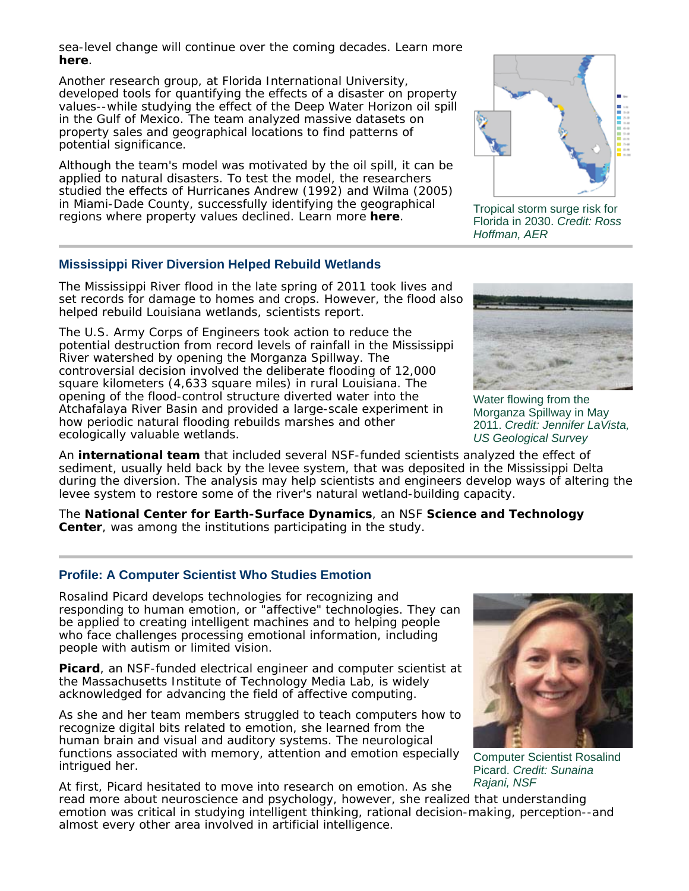sea-level change will continue over the coming decades. Learn more **here**.

Another research group, at Florida International University, developed tools for quantifying the effects of a disaster on property values--while studying the effect of the Deep Water Horizon oil spill in the Gulf of Mexico. The team analyzed massive datasets on property sales and geographical locations to find patterns of potential significance.

Although the team's model was motivated by the oil spill, it can be applied to natural disasters. To test the model, the researchers studied the effects of Hurricanes Andrew (1992) and Wilma (2005) in Miami-Dade County, successfully identifying the geographical regions where property values declined. Learn more **here**.

Tropical storm surge risk for Florida in 2030. *Credit: Ross Hoffman, AER*

---

### Mississippi River Diversion Helped Rebuild Wetlands

The Mississippi River flood in the late spring of 2011 took lives and set records for damage to homes and crops. However, the flood also helped rebuild Louisiana wetlands, scientists report.

The U.S. Army Corps of Engineers took action to reduce the potential destruction from record levels of rainfall in the Mississippi River watershed by opening the Morganza Spillway. The controversial decision involved the deliberate flooding of 12,000 square kilometers (4,633 square miles) in rural Louisiana. The opening of the flood-control structure diverted water into the Atchafalaya River Basin and provided a large-scale experiment in how periodic natural flooding rebuilds marshes and other ecologically valuable wetlands.

Water flowing from the Morganza Spillway in May 2011. *Credit: Jennifer LaVista, US Geological Survey*

An **international team** that included several NSF-funded scientists analyzed the effect of sediment, usually held back by the levee system, that was deposited in the Mississippi Delta during the diversion. The analysis may help scientists and engineers develop ways of altering the levee system to restore some of the river's natural wetland-building capacity.

The **National Center for Earth-Surface Dynamics**, an NSF **Science and Technology Center**, was among the institutions participating in the study.

---

### Profile: A Computer Scientist Who Studies Emotion

Rosalind Picard develops technologies for recognizing and responding to human emotion, or "affective" technologies. They can be applied to creating intelligent machines and to helping people who face challenges processing emotional information, including people with autism or limited vision.

**Picard**, an NSF-funded electrical engineer and computer scientist at the Massachusetts Institute of Technology Media Lab, is widely acknowledged for advancing the field of affective computing.

As she and her team members struggled to teach computers how to recognize digital bits related to emotion, she learned from the human brain and visual and auditory systems. The neurological functions associated with memory, attention and emotion especially intrigued her.

Computer Scientist Rosalind Picard. *Credit: Sunaina Rajani, NSF*

At first, Picard hesitated to move into research on emotion. As she read more about neuroscience and psychology, however, she realized that understanding emotion was critical in studying intelligent thinking, rational decision-making, perception--and almost every other area involved in artificial intelligence.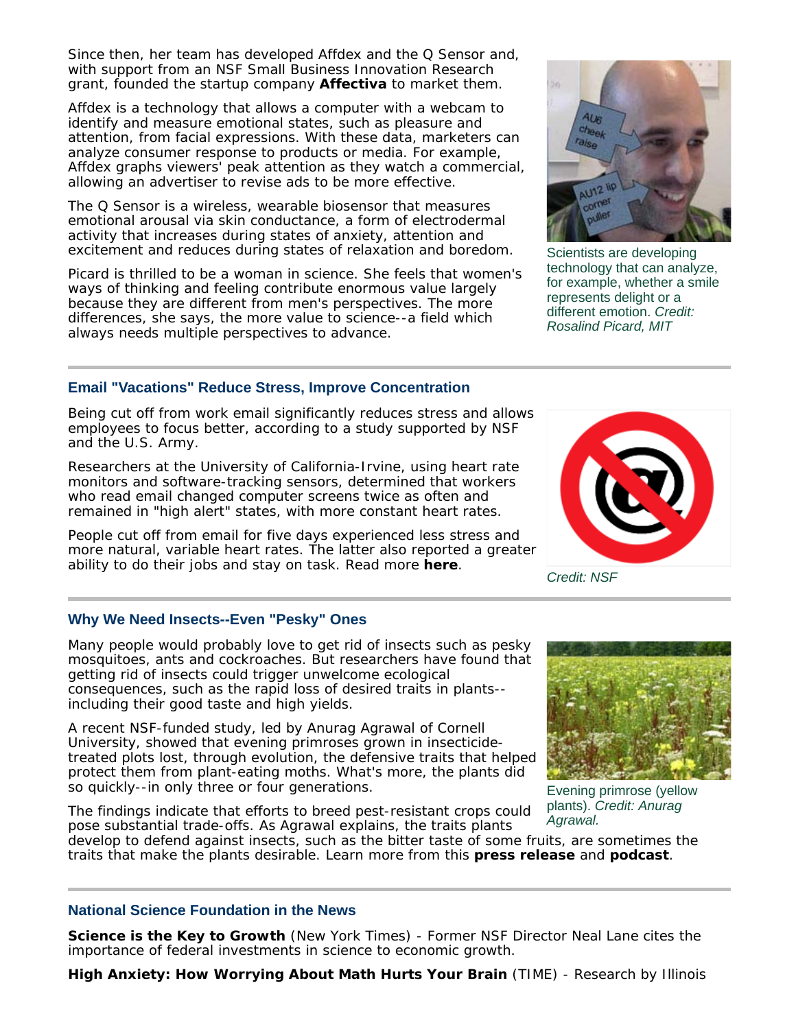Since then, her team has developed Affdex and the Q Sensor and, with support from an NSF Small Business Innovation Research grant, founded the startup company **Affectiva** to market them.

Affdex is a technology that allows a computer with a webcam to identify and measure emotional states, such as pleasure and attention, from facial expressions. With these data, marketers can analyze consumer response to products or media. For example, Affdex graphs viewers' peak attention as they watch a commercial, allowing an advertiser to revise ads to be more effective.

The Q Sensor is a wireless, wearable biosensor that measures emotional arousal via skin conductance, a form of electrodermal activity that increases during states of anxiety, attention and excitement and reduces during states of relaxation and boredom.

Picard is thrilled to be a woman in science. She feels that women's ways of thinking and feeling contribute enormous value largely because they are different from men's perspectives. The more differences, she says, the more value to science--a field which always needs multiple perspectives to advance.

Scientists are developing technology that can analyze, for example, whether a smile represents delight or a different emotion. *Credit: Rosalind Picard, MIT*

### Email "Vacations" Reduce Stress, Improve Concentration

Being cut off from work email significantly reduces stress and allows employees to focus better, according to a study supported by NSF and the U.S. Army.

Researchers at the University of California-Irvine, using heart rate monitors and software-tracking sensors, determined that workers who read email changed computer screens twice as often and remained in "high alert" states, with more constant heart rates.

People cut off from email for five days experienced less stress and more natural, variable heart rates. The latter also reported a greater ability to do their jobs and stay on task. Read more **here**.

*Credit: NSF*

### Why We Need Insects--Even "Pesky" Ones

Many people would probably love to get rid of insects such as pesky mosquitoes, ants and cockroaches. But researchers have found that getting rid of insects could trigger unwelcome ecological consequences, such as the rapid loss of desired traits in plants--including their good taste and high yields.

A recent NSF-funded study, led by Anurag Agrawal of Cornell University, showed that evening primroses grown in insecticide-treated plots lost, through evolution, the defensive traits that helped protect them from plant-eating moths. What's more, the plants did so quickly--in only three or four generations.

The findings indicate that efforts to breed pest-resistant crops could pose substantial trade-offs. As Agrawal explains, the traits plants develop to defend against insects, such as the bitter taste of some fruits, are sometimes the traits that make the plants desirable. Learn more from this **press release** and **podcast**.

Evening primrose (yellow plants). *Credit: Anurag Agrawal.*

### National Science Foundation in the News

**Science is the Key to Growth** (New York Times) - Former NSF Director Neal Lane cites the importance of federal investments in science to economic growth.

**High Anxiety: How Worrying About Math Hurts Your Brain** (TIME) - Research by Illinois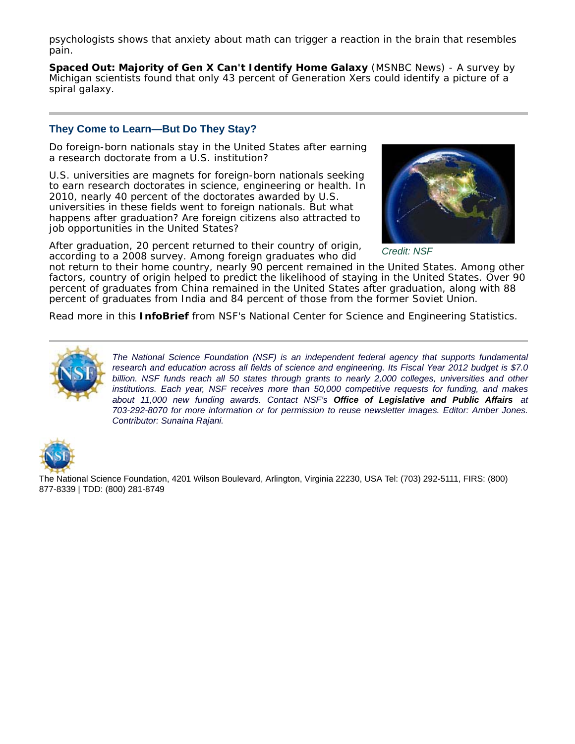psychologists shows that anxiety about math can trigger a reaction in the brain that resembles pain.

**Spaced Out: Majority of Gen X Can't Identify Home Galaxy** (MSNBC News) - A survey by Michigan scientists found that only 43 percent of Generation Xers could identify a picture of a spiral galaxy.

---

## They Come to Learn—But Do They Stay?

Do foreign-born nationals stay in the United States after earning a research doctorate from a U.S. institution?

U.S. universities are magnets for foreign-born nationals seeking to earn research doctorates in science, engineering or health. In 2010, nearly 40 percent of the doctorates awarded by U.S. universities in these fields went to foreign nationals. But what happens after graduation? Are foreign citizens also attracted to job opportunities in the United States?

*Credit: NSF*

After graduation, 20 percent returned to their country of origin, according to a 2008 survey. Among foreign graduates who did not return to their home country, nearly 90 percent remained in the United States. Among other factors, country of origin helped to predict the likelihood of staying in the United States. Over 90 percent of graduates from China remained in the United States after graduation, along with 88 percent of graduates from India and 84 percent of those from the former Soviet Union.

Read more in this **InfoBrief** from NSF's National Center for Science and Engineering Statistics.

---

*The National Science Foundation (NSF) is an independent federal agency that supports fundamental research and education across all fields of science and engineering. Its Fiscal Year 2012 budget is $7.0 billion. NSF funds reach all 50 states through grants to nearly 2,000 colleges, universities and other institutions. Each year, NSF receives more than 50,000 competitive requests for funding, and makes about 11,000 new funding awards. Contact NSF's **Office of Legislative and Public Affairs** at 703-292-8070 for more information or for permission to reuse newsletter images. Editor: Amber Jones. Contributor: Sunaina Rajani.*

The National Science Foundation, 4201 Wilson Boulevard, Arlington, Virginia 22230, USA Tel: (703) 292-5111, FIRS: (800) 877-8339 | TDD: (800) 281-8749